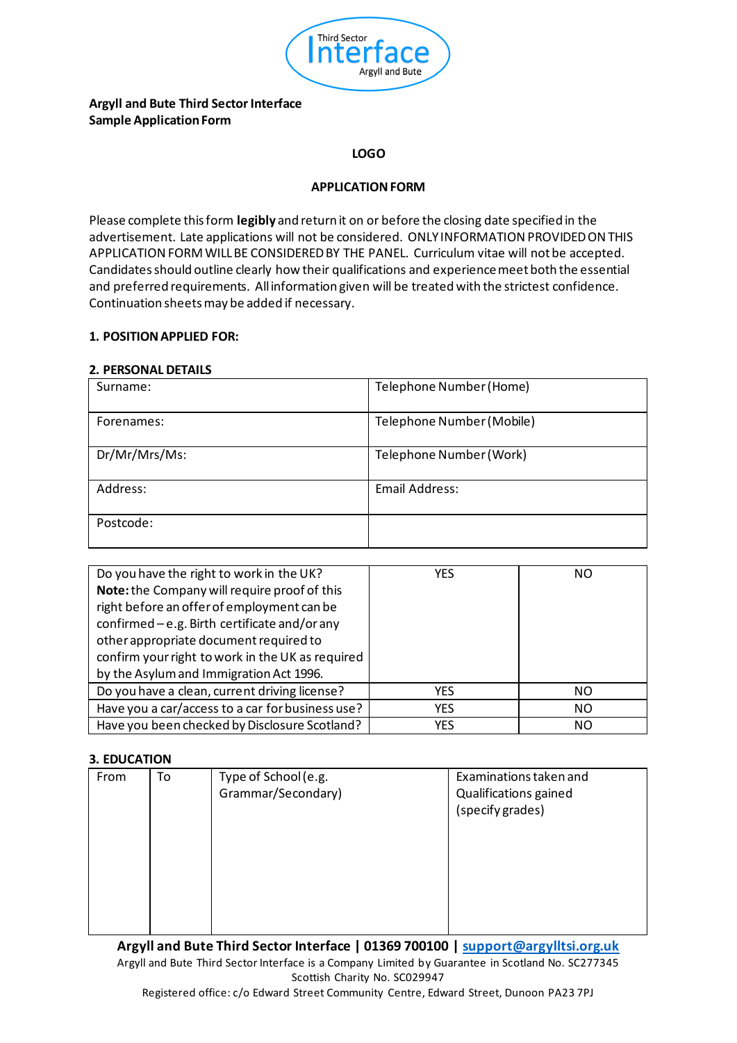**Argyll and Bute Third Sector Interface**
**Sample Application Form**

**LOGO**

**APPLICATION FORM**

Please complete this form **legibly** and return it on or before the closing date specified in the advertisement. Late applications will not be considered. ONLY INFORMATION PROVIDED ON THIS APPLICATION FORM WILL BE CONSIDERED BY THE PANEL. Curriculum vitae will not be accepted. Candidates should outline clearly how their qualifications and experience meet both the essential and preferred requirements. All information given will be treated with the strictest confidence. Continuation sheets may be added if necessary.

**1. POSITION APPLIED FOR:**

**2. PERSONAL DETAILS**

| Surname: | Telephone Number (Home) |
|---|---|
| Forenames: | Telephone Number (Mobile) |
| Dr/Mr/Mrs/Ms: | Telephone Number (Work) |
| Address: | Email Address: |
| Postcode: | |

| | | |
|---|---|---|
| Do you have the right to work in the UK? **Note:** the Company will require proof of this right before an offer of employment can be confirmed – e.g. Birth certificate and/or any other appropriate document required to confirm your right to work in the UK as required by the Asylum and Immigration Act 1996. | YES | NO |
| Do you have a clean, current driving license? | YES | NO |
| Have you a car/access to a car for business use? | YES | NO |
| Have you been checked by Disclosure Scotland? | YES | NO |

**3. EDUCATION**

| From | To | Type of School (e.g. Grammar/Secondary) | Examinations taken and Qualifications gained (specify grades) |
|---|---|---|---|
| | | | |

**Argyll and Bute Third Sector Interface | 01369 700100 | support@argylltsi.org.uk**
Argyll and Bute Third Sector Interface is a Company Limited by Guarantee in Scotland No. SC277345
Scottish Charity No. SC029947
Registered office: c/o Edward Street Community Centre, Edward Street, Dunoon PA23 7PJ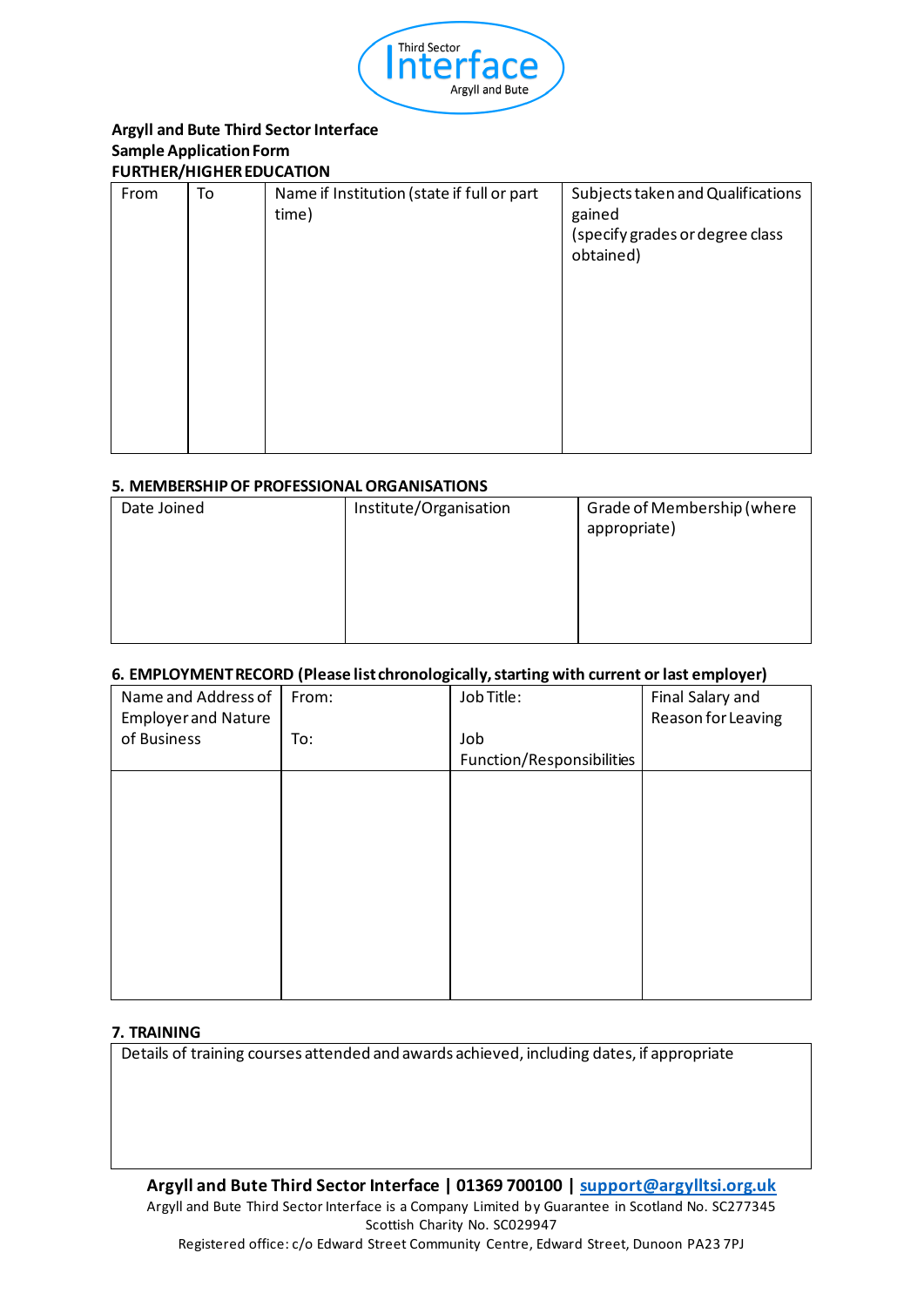**Argyll and Bute Third Sector Interface**
**Sample Application Form**
**FURTHER/HIGHER EDUCATION**

| From | To | Name if Institution (state if full or part time) | Subjects taken and Qualifications gained (specify grades or degree class obtained) |
|---|---|---|---|
| | | | |

## 5. MEMBERSHIP OF PROFESSIONAL ORGANISATIONS

| Date Joined | Institute/Organisation | Grade of Membership (where appropriate) |
|---|---|---|
| | | |

## 6. EMPLOYMENT RECORD (Please list chronologically, starting with current or last employer)

| Name and Address of Employer and Nature of Business | From: To: | Job Title: Job Function/Responsibilities | Final Salary and Reason for Leaving |
|---|---|---|---|
| | | | |

## 7. TRAINING

| Details of training courses attended and awards achieved, including dates, if appropriate |
|---|
| |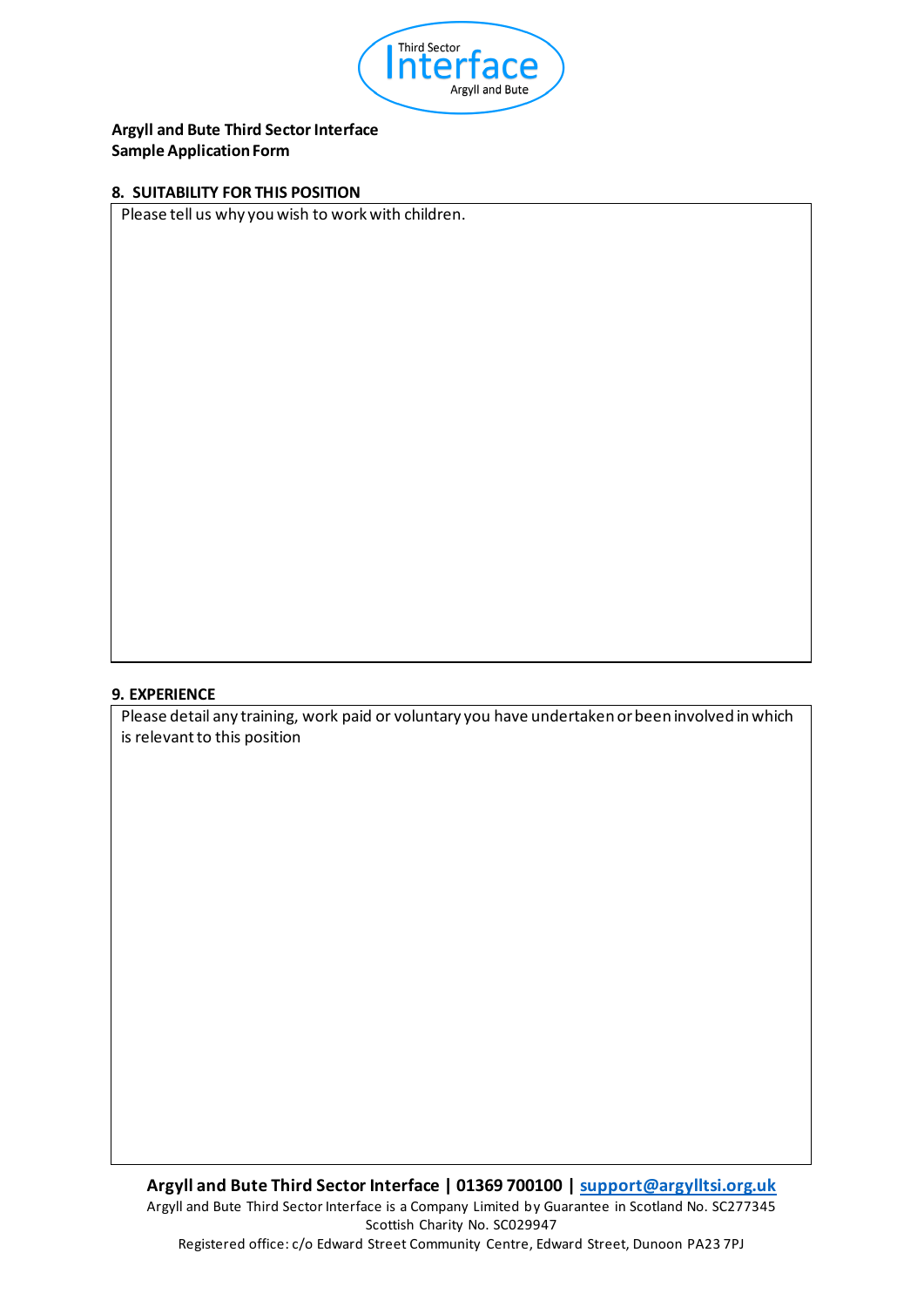**Argyll and Bute Third Sector Interface**
**Sample Application Form**

## 8. SUITABILITY FOR THIS POSITION

Please tell us why you wish to work with children.

## 9. EXPERIENCE

Please detail any training, work paid or voluntary you have undertaken or been involved in which is relevant to this position

**Argyll and Bute Third Sector Interface | 01369 700100 | support@argylltsi.org.uk**

Argyll and Bute Third Sector Interface is a Company Limited by Guarantee in Scotland No. SC277345
Scottish Charity No. SC029947
Registered office: c/o Edward Street Community Centre, Edward Street, Dunoon PA23 7PJ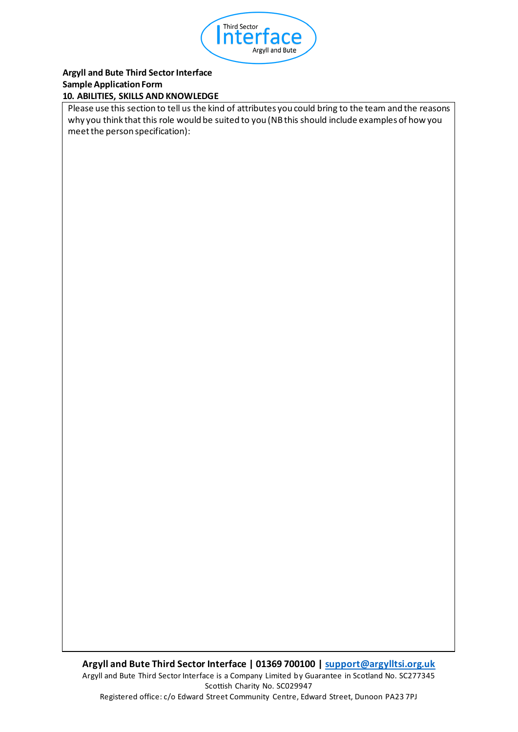**Argyll and Bute Third Sector Interface**
**Sample Application Form**

**10. ABILITIES, SKILLS AND KNOWLEDGE**

| Please use this section to tell us the kind of attributes you could bring to the team and the reasons why you think that this role would be suited to you (NB this should include examples of how you meet the person specification): |
| --- |
| |

**Argyll and Bute Third Sector Interface | 01369 700100 | support@argylltsi.org.uk**

Argyll and Bute Third Sector Interface is a Company Limited by Guarantee in Scotland No. SC277345
Scottish Charity No. SC029947
Registered office: c/o Edward Street Community Centre, Edward Street, Dunoon PA23 7PJ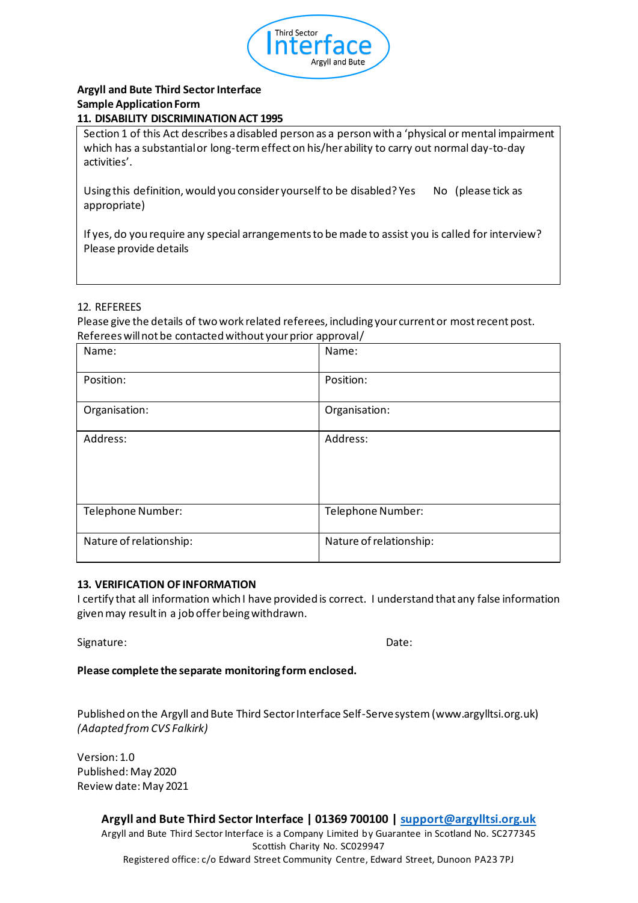**Argyll and Bute Third Sector Interface**
**Sample Application Form**

### 11. DISABILITY DISCRIMINATION ACT 1995

Section 1 of this Act describes a disabled person as a person with a 'physical or mental impairment which has a substantial or long-term effect on his/her ability to carry out normal day-to-day activities'.

Using this definition, would you consider yourself to be disabled? Yes No (please tick as appropriate)

If yes, do you require any special arrangements to be made to assist you is called for interview? Please provide details

12. REFEREES

Please give the details of two work related referees, including your current or most recent post. Referees will not be contacted without your prior approval/

| | |
|---|---|
| Name: | Name: |
| Position: | Position: |
| Organisation: | Organisation: |
| Address: | Address: |
| Telephone Number: | Telephone Number: |
| Nature of relationship: | Nature of relationship: |

### 13. VERIFICATION OF INFORMATION

I certify that all information which I have provided is correct. I understand that any false information given may result in a job offer being withdrawn.

Signature: Date:

**Please complete the separate monitoring form enclosed.**

Published on the Argyll and Bute Third Sector Interface Self-Serve system (www.argylltsi.org.uk)
*(Adapted from CVS Falkirk)*

Version: 1.0
Published: May 2020
Review date: May 2021

**Argyll and Bute Third Sector Interface | 01369 700100 | support@argylltsi.org.uk**
Argyll and Bute Third Sector Interface is a Company Limited by Guarantee in Scotland No. SC277345
Scottish Charity No. SC029947
Registered office: c/o Edward Street Community Centre, Edward Street, Dunoon PA23 7PJ